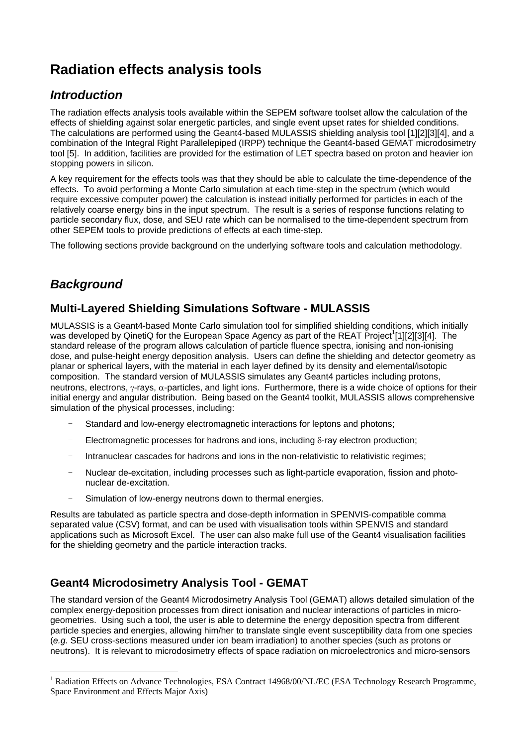# Radiation effects analysis tools

## *Introduction*

The radiation effects analysis tools available within the SEPEM software toolset allow the calculation of the effects of shielding against solar energetic particles, and single event upset rates for shielded conditions. The calculations are performed using the Geant4-based MULASSIS shielding analysis tool [1][2][3][4], and a combination of the Integral Right Parallelepiped (IRPP) technique the Geant4-based GEMAT microdosimetry tool [5]. In addition, facilities are provided for the estimation of LET spectra based on proton and heavier ion stopping powers in silicon.

A key requirement for the effects tools was that they should be able to calculate the time-dependence of the effects. To avoid performing a Monte Carlo simulation at each time-step in the spectrum (which would require excessive computer power) the calculation is instead initially performed for particles in each of the relatively coarse energy bins in the input spectrum. The result is a series of response functions relating to particle secondary flux, dose, and SEU rate which can be normalised to the time-dependent spectrum from other SEPEM tools to provide predictions of effects at each time-step.

The following sections provide background on the underlying software tools and calculation methodology.

## *Background*

### Multi-Layered Shielding Simulations Software - MULASSIS

MULASSIS is a Geant4-based Monte Carlo simulation tool for simplified shielding conditions, which initially was developed by QinetiQ for the European Space Agency as part of the REAT Project[1][1][2][3][4]. The standard release of the program allows calculation of particle fluence spectra, ionising and non-ionising dose, and pulse-height energy deposition analysis. Users can define the shielding and detector geometry as planar or spherical layers, with the material in each layer defined by its density and elemental/isotopic composition. The standard version of MULASSIS simulates any Geant4 particles including protons, neutrons, electrons, $\gamma$-rays, $\alpha$-particles, and light ions. Furthermore, there is a wide choice of options for their initial energy and angular distribution. Being based on the Geant4 toolkit, MULASSIS allows comprehensive simulation of the physical processes, including:

- Standard and low-energy electromagnetic interactions for leptons and photons;
- Electromagnetic processes for hadrons and ions, including $\delta$-ray electron production;
- Intranuclear cascades for hadrons and ions in the non-relativistic to relativistic regimes;
- Nuclear de-excitation, including processes such as light-particle evaporation, fission and photo-nuclear de-excitation.
- Simulation of low-energy neutrons down to thermal energies.

Results are tabulated as particle spectra and dose-depth information in SPENVIS-compatible comma separated value (CSV) format, and can be used with visualisation tools within SPENVIS and standard applications such as Microsoft Excel. The user can also make full use of the Geant4 visualisation facilities for the shielding geometry and the particle interaction tracks.

### Geant4 Microdosimetry Analysis Tool - GEMAT

The standard version of the Geant4 Microdosimetry Analysis Tool (GEMAT) allows detailed simulation of the complex energy-deposition processes from direct ionisation and nuclear interactions of particles in micro-geometries. Using such a tool, the user is able to determine the energy deposition spectra from different particle species and energies, allowing him/her to translate single event susceptibility data from one species (*e.g.* SEU cross-sections measured under ion beam irradiation) to another species (such as protons or neutrons). It is relevant to microdosimetry effects of space radiation on microelectronics and micro-sensors

---

[1] Radiation Effects on Advance Technologies, ESA Contract 14968/00/NL/EC (ESA Technology Research Programme, Space Environment and Effects Major Axis)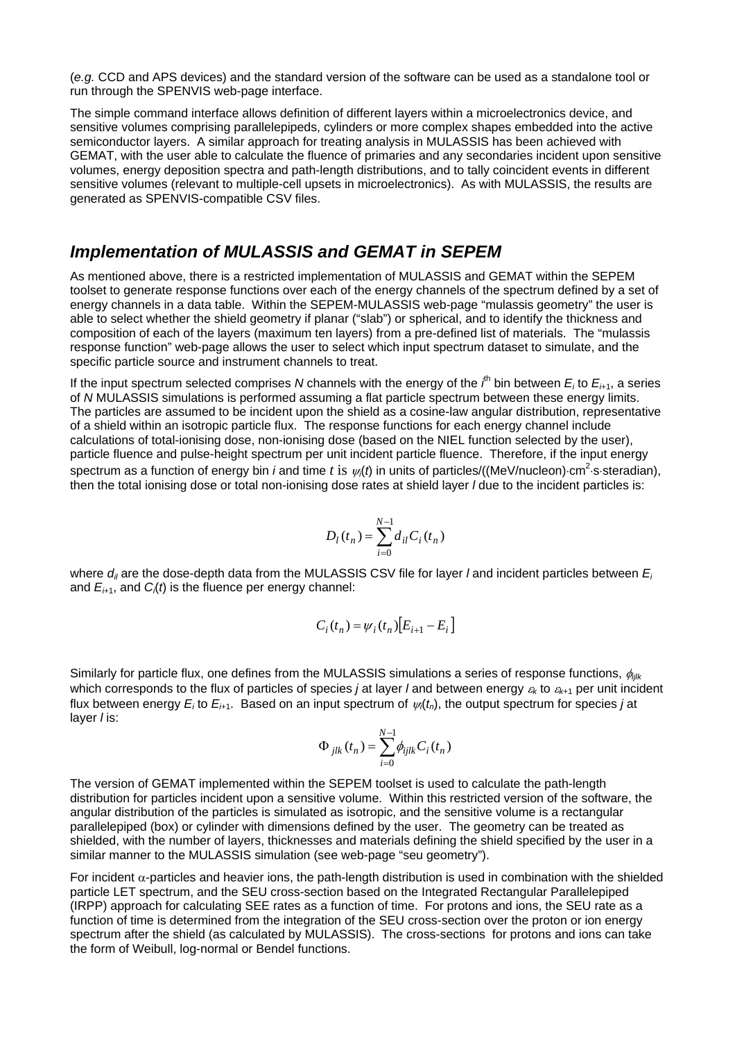(*e.g.* CCD and APS devices) and the standard version of the software can be used as a standalone tool or run through the SPENVIS web-page interface.

The simple command interface allows definition of different layers within a microelectronics device, and sensitive volumes comprising parallelepipeds, cylinders or more complex shapes embedded into the active semiconductor layers. A similar approach for treating analysis in MULASSIS has been achieved with GEMAT, with the user able to calculate the fluence of primaries and any secondaries incident upon sensitive volumes, energy deposition spectra and path-length distributions, and to tally coincident events in different sensitive volumes (relevant to multiple-cell upsets in microelectronics). As with MULASSIS, the results are generated as SPENVIS-compatible CSV files.

## Implementation of MULASSIS and GEMAT in SEPEM

As mentioned above, there is a restricted implementation of MULASSIS and GEMAT within the SEPEM toolset to generate response functions over each of the energy channels of the spectrum defined by a set of energy channels in a data table. Within the SEPEM-MULASSIS web-page "mulassis geometry" the user is able to select whether the shield geometry if planar ("slab") or spherical, and to identify the thickness and composition of each of the layers (maximum ten layers) from a pre-defined list of materials. The "mulassis response function" web-page allows the user to select which input spectrum dataset to simulate, and the specific particle source and instrument channels to treat.

If the input spectrum selected comprises $N$ channels with the energy of the $i^{th}$ bin between $E_i$ to $E_{i+1}$, a series of $N$ MULASSIS simulations is performed assuming a flat particle spectrum between these energy limits. The particles are assumed to be incident upon the shield as a cosine-law angular distribution, representative of a shield within an isotropic particle flux. The response functions for each energy channel include calculations of total-ionising dose, non-ionising dose (based on the NIEL function selected by the user), particle fluence and pulse-height spectrum per unit incident particle fluence. Therefore, if the input energy spectrum as a function of energy bin $i$ and time $t$ is $\psi_i(t)$ in units of particles/((MeV/nucleon)·cm$^2$·s·steradian), then the total ionising dose or total non-ionising dose rates at shield layer $l$ due to the incident particles is:

$$D_l(t_n) = \sum_{i=0}^{N-1} d_{il} C_i(t_n)$$

where $d_{il}$ are the dose-depth data from the MULASSIS CSV file for layer $l$ and incident particles between $E_i$ and $E_{i+1}$, and $C_i(t)$ is the fluence per energy channel:

$$C_i(t_n) = \psi_i(t_n)\left[E_{i+1} - E_i\right]$$

Similarly for particle flux, one defines from the MULASSIS simulations a series of response functions, $\phi_{ijlk}$ which corresponds to the flux of particles of species $j$ at layer $l$ and between energy $\varepsilon_k$ to $\varepsilon_{k+1}$ per unit incident flux between energy $E_i$ to $E_{i+1}$. Based on an input spectrum of $\psi_i(t_n)$, the output spectrum for species $j$ at layer $l$ is:

$$\Phi_{jlk}(t_n) = \sum_{i=0}^{N-1} \phi_{ijlk} C_i(t_n)$$

The version of GEMAT implemented within the SEPEM toolset is used to calculate the path-length distribution for particles incident upon a sensitive volume. Within this restricted version of the software, the angular distribution of the particles is simulated as isotropic, and the sensitive volume is a rectangular parallelepiped (box) or cylinder with dimensions defined by the user. The geometry can be treated as shielded, with the number of layers, thicknesses and materials defining the shield specified by the user in a similar manner to the MULASSIS simulation (see web-page "seu geometry").

For incident $\alpha$-particles and heavier ions, the path-length distribution is used in combination with the shielded particle LET spectrum, and the SEU cross-section based on the Integrated Rectangular Parallelepiped (IRPP) approach for calculating SEE rates as a function of time. For protons and ions, the SEU rate as a function of time is determined from the integration of the SEU cross-section over the proton or ion energy spectrum after the shield (as calculated by MULASSIS). The cross-sections for protons and ions can take the form of Weibull, log-normal or Bendel functions.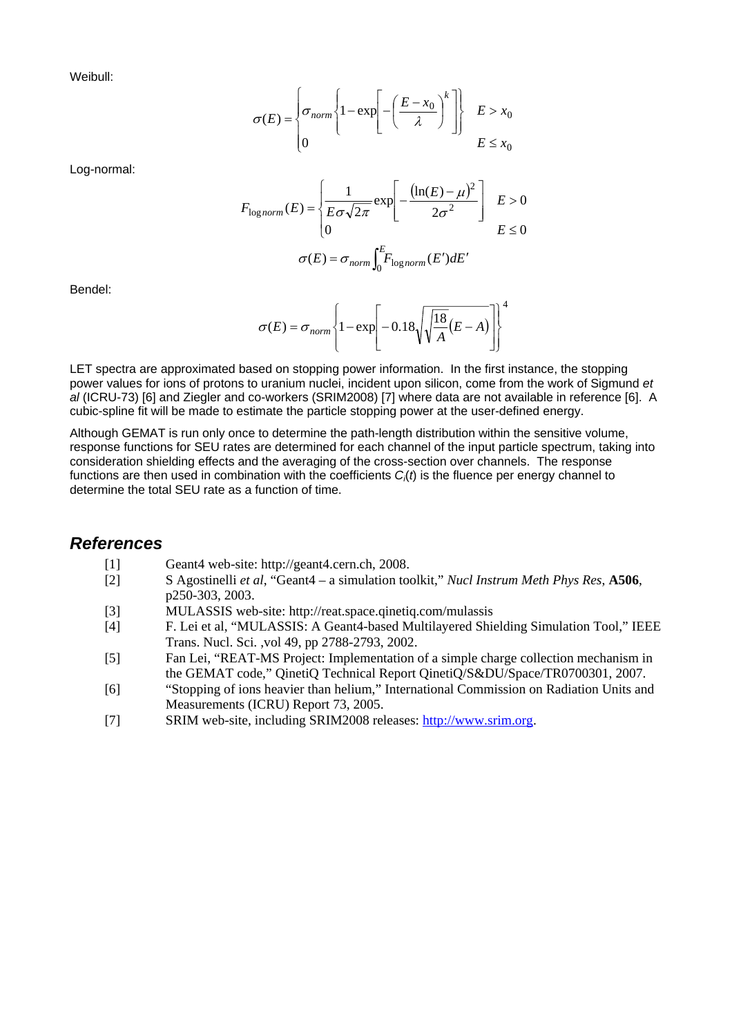Weibull:

$$\sigma(E) = \begin{cases} \sigma_{norm}\left\{1 - \exp\left[-\left(\dfrac{E - x_0}{\lambda}\right)^k\right]\right\} & E > x_0 \\ 0 & E \leq x_0 \end{cases}$$

Log-normal:

$$F_{\log norm}(E) = \begin{cases} \dfrac{1}{E\sigma\sqrt{2\pi}}\exp\left[-\dfrac{(\ln(E) - \mu)^2}{2\sigma^2}\right] & E > 0 \\ 0 & E \leq 0 \end{cases}$$

$$\sigma(E) = \sigma_{norm}\int_0^E F_{\log norm}(E')dE'$$

Bendel:

$$\sigma(E) = \sigma_{norm}\left\{1 - \exp\left[-0.18\sqrt{\sqrt{\frac{18}{A}}(E - A)}\right]\right\}^4$$

LET spectra are approximated based on stopping power information. In the first instance, the stopping power values for ions of protons to uranium nuclei, incident upon silicon, come from the work of Sigmund *et al* (ICRU-73) [6] and Ziegler and co-workers (SRIM2008) [7] where data are not available in reference [6]. A cubic-spline fit will be made to estimate the particle stopping power at the user-defined energy.

Although GEMAT is run only once to determine the path-length distribution within the sensitive volume, response functions for SEU rates are determined for each channel of the input particle spectrum, taking into consideration shielding effects and the averaging of the cross-section over channels. The response functions are then used in combination with the coefficients $C_i(t)$ is the fluence per energy channel to determine the total SEU rate as a function of time.

## References

[1] Geant4 web-site: http://geant4.cern.ch, 2008.

[2] S Agostinelli *et al*, "Geant4 – a simulation toolkit," *Nucl Instrum Meth Phys Res*, **A506**, p250-303, 2003.

[3] MULASSIS web-site: http://reat.space.qinetiq.com/mulassis

[4] F. Lei et al, "MULASSIS: A Geant4-based Multilayered Shielding Simulation Tool," IEEE Trans. Nucl. Sci. ,vol 49, pp 2788-2793, 2002.

[5] Fan Lei, "REAT-MS Project: Implementation of a simple charge collection mechanism in the GEMAT code," QinetiQ Technical Report QinetiQ/S&DU/Space/TR0700301, 2007.

[6] "Stopping of ions heavier than helium," International Commission on Radiation Units and Measurements (ICRU) Report 73, 2005.

[7] SRIM web-site, including SRIM2008 releases: http://www.srim.org.